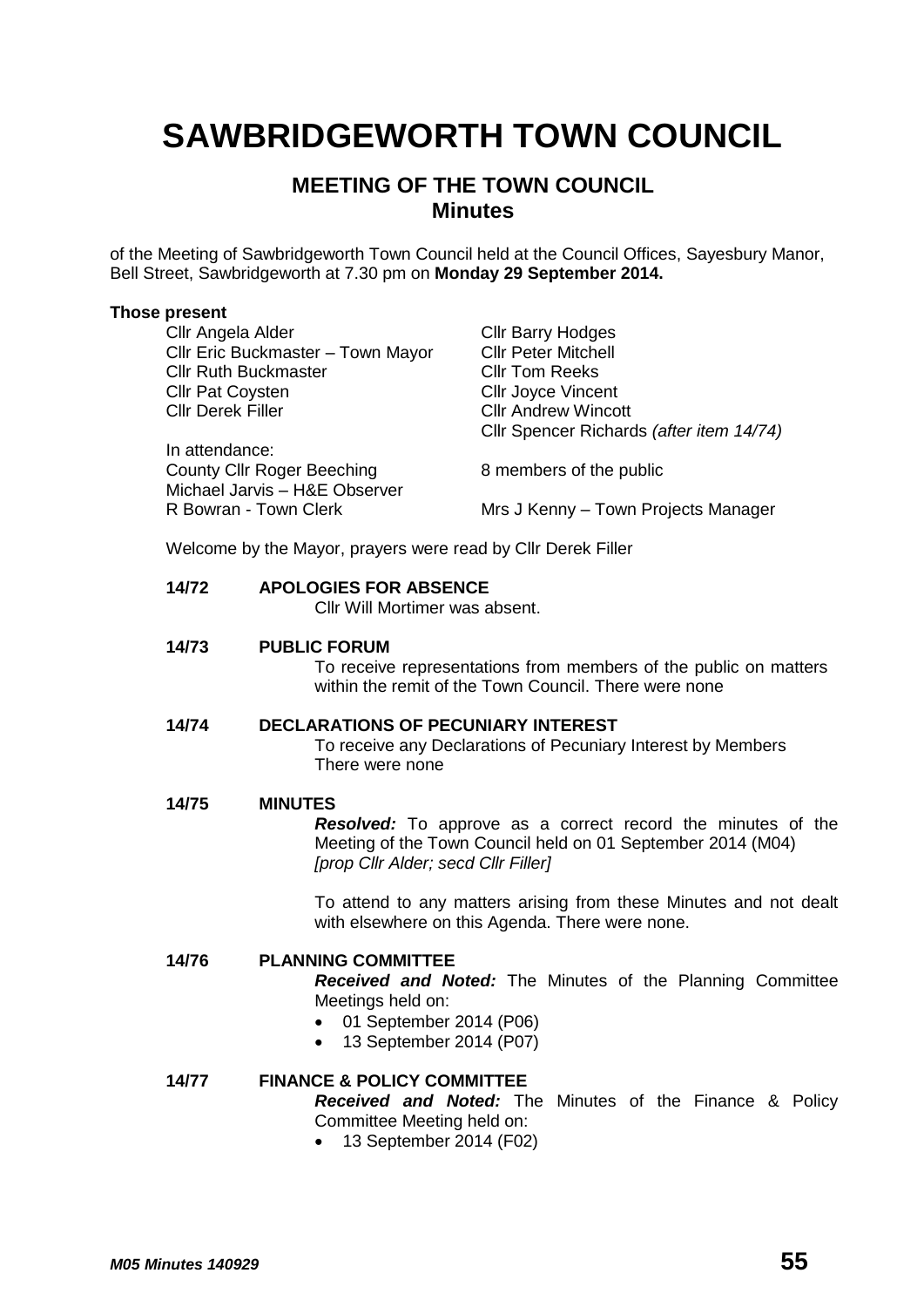# SAWBRIDGEWORTH TOWN COUNCIL

## MEETING OF THE TOWN COUNCIL
## Minutes

of the Meeting of Sawbridgeworth Town Council held at the Council Offices, Sayesbury Manor, Bell Street, Sawbridgeworth at 7.30 pm on **Monday 29 September 2014.**

**Those present**

Cllr Angela Alder
Cllr Eric Buckmaster – Town Mayor
Cllr Ruth Buckmaster
Cllr Pat Coysten
Cllr Derek Filler
Cllr Barry Hodges
Cllr Peter Mitchell
Cllr Tom Reeks
Cllr Joyce Vincent
Cllr Andrew Wincott
Cllr Spencer Richards *(after item 14/74)*

In attendance:
County Cllr Roger Beeching
Michael Jarvis – H&E Observer
R Bowran - Town Clerk
8 members of the public
Mrs J Kenny – Town Projects Manager

Welcome by the Mayor, prayers were read by Cllr Derek Filler

**14/72 APOLOGIES FOR ABSENCE**

Cllr Will Mortimer was absent.

**14/73 PUBLIC FORUM**

To receive representations from members of the public on matters within the remit of the Town Council. There were none

**14/74 DECLARATIONS OF PECUNIARY INTEREST**

To receive any Declarations of Pecuniary Interest by Members
There were none

**14/75 MINUTES**

***Resolved:*** To approve as a correct record the minutes of the Meeting of the Town Council held on 01 September 2014 (M04)
*[prop Cllr Alder; secd Cllr Filler]*

To attend to any matters arising from these Minutes and not dealt with elsewhere on this Agenda. There were none.

**14/76 PLANNING COMMITTEE**

***Received and Noted:*** The Minutes of the Planning Committee Meetings held on:

- 01 September 2014 (P06)
- 13 September 2014 (P07)

**14/77 FINANCE & POLICY COMMITTEE**

***Received and Noted:*** The Minutes of the Finance & Policy Committee Meeting held on:

- 13 September 2014 (F02)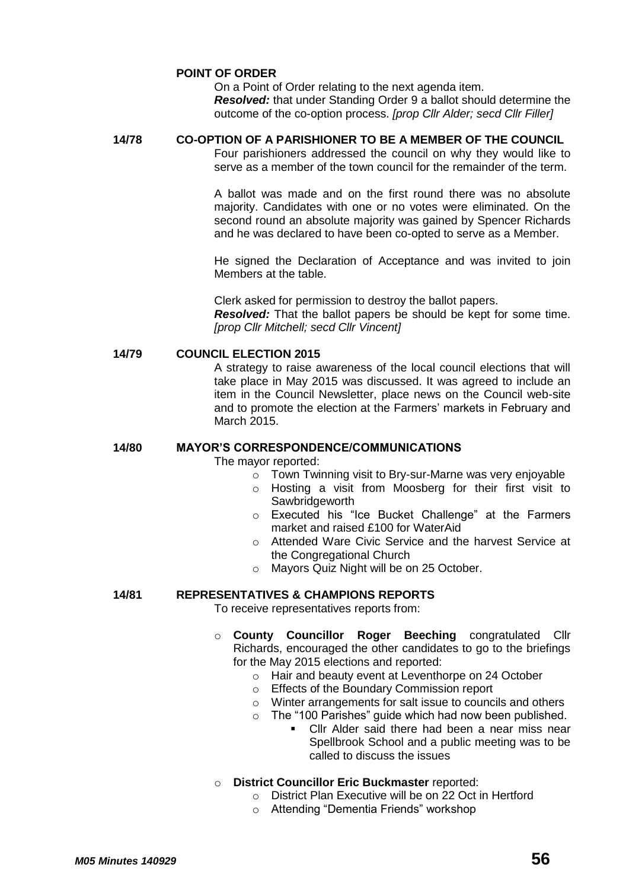**POINT OF ORDER**

On a Point of Order relating to the next agenda item.
***Resolved:*** that under Standing Order 9 a ballot should determine the outcome of the co-option process. *[prop Cllr Alder; secd Cllr Filler]*

**14/78 CO-OPTION OF A PARISHIONER TO BE A MEMBER OF THE COUNCIL**

Four parishioners addressed the council on why they would like to serve as a member of the town council for the remainder of the term.

A ballot was made and on the first round there was no absolute majority. Candidates with one or no votes were eliminated. On the second round an absolute majority was gained by Spencer Richards and he was declared to have been co-opted to serve as a Member.

He signed the Declaration of Acceptance and was invited to join Members at the table.

Clerk asked for permission to destroy the ballot papers.
***Resolved:*** That the ballot papers be should be kept for some time. *[prop Cllr Mitchell; secd Cllr Vincent]*

**14/79 COUNCIL ELECTION 2015**

A strategy to raise awareness of the local council elections that will take place in May 2015 was discussed. It was agreed to include an item in the Council Newsletter, place news on the Council web-site and to promote the election at the Farmers' markets in February and March 2015.

**14/80 MAYOR'S CORRESPONDENCE/COMMUNICATIONS**

The mayor reported:

- Town Twinning visit to Bry-sur-Marne was very enjoyable
- Hosting a visit from Moosberg for their first visit to Sawbridgeworth
- Executed his "Ice Bucket Challenge" at the Farmers market and raised £100 for WaterAid
- Attended Ware Civic Service and the harvest Service at the Congregational Church
- Mayors Quiz Night will be on 25 October.

**14/81 REPRESENTATIVES & CHAMPIONS REPORTS**

To receive representatives reports from:

- **County Councillor Roger Beeching** congratulated Cllr Richards, encouraged the other candidates to go to the briefings for the May 2015 elections and reported:
  - Hair and beauty event at Leventhorpe on 24 October
  - Effects of the Boundary Commission report
  - Winter arrangements for salt issue to councils and others
  - The "100 Parishes" guide which had now been published.
    - Cllr Alder said there had been a near miss near Spellbrook School and a public meeting was to be called to discuss the issues
- **District Councillor Eric Buckmaster** reported:
  - District Plan Executive will be on 22 Oct in Hertford
  - Attending "Dementia Friends" workshop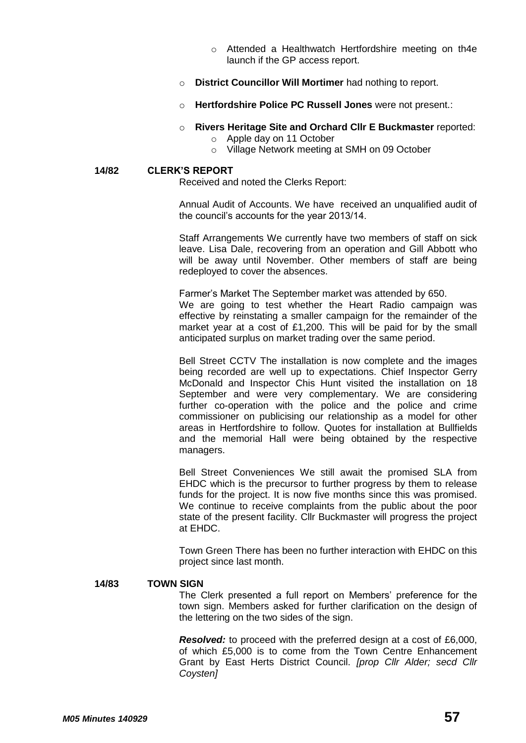- Attended a Healthwatch Hertfordshire meeting on th4e launch if the GP access report.

- **District Councillor Will Mortimer** had nothing to report.

- **Hertfordshire Police PC Russell Jones** were not present.:

- **Rivers Heritage Site and Orchard Cllr E Buckmaster** reported:
  - Apple day on 11 October
  - Village Network meeting at SMH on 09 October

## 14/82 CLERK'S REPORT

Received and noted the Clerks Report:

Annual Audit of Accounts. We have received an unqualified audit of the council's accounts for the year 2013/14.

Staff Arrangements We currently have two members of staff on sick leave. Lisa Dale, recovering from an operation and Gill Abbott who will be away until November. Other members of staff are being redeployed to cover the absences.

Farmer's Market The September market was attended by 650.
We are going to test whether the Heart Radio campaign was effective by reinstating a smaller campaign for the remainder of the market year at a cost of £1,200. This will be paid for by the small anticipated surplus on market trading over the same period.

Bell Street CCTV The installation is now complete and the images being recorded are well up to expectations. Chief Inspector Gerry McDonald and Inspector Chis Hunt visited the installation on 18 September and were very complementary. We are considering further co-operation with the police and the police and crime commissioner on publicising our relationship as a model for other areas in Hertfordshire to follow. Quotes for installation at Bullfields and the memorial Hall were being obtained by the respective managers.

Bell Street Conveniences We still await the promised SLA from EHDC which is the precursor to further progress by them to release funds for the project. It is now five months since this was promised. We continue to receive complaints from the public about the poor state of the present facility. Cllr Buckmaster will progress the project at EHDC.

Town Green There has been no further interaction with EHDC on this project since last month.

## 14/83 TOWN SIGN

The Clerk presented a full report on Members' preference for the town sign. Members asked for further clarification on the design of the lettering on the two sides of the sign.

***Resolved:*** to proceed with the preferred design at a cost of £6,000, of which £5,000 is to come from the Town Centre Enhancement Grant by East Herts District Council. *[prop Cllr Alder; secd Cllr Coysten]*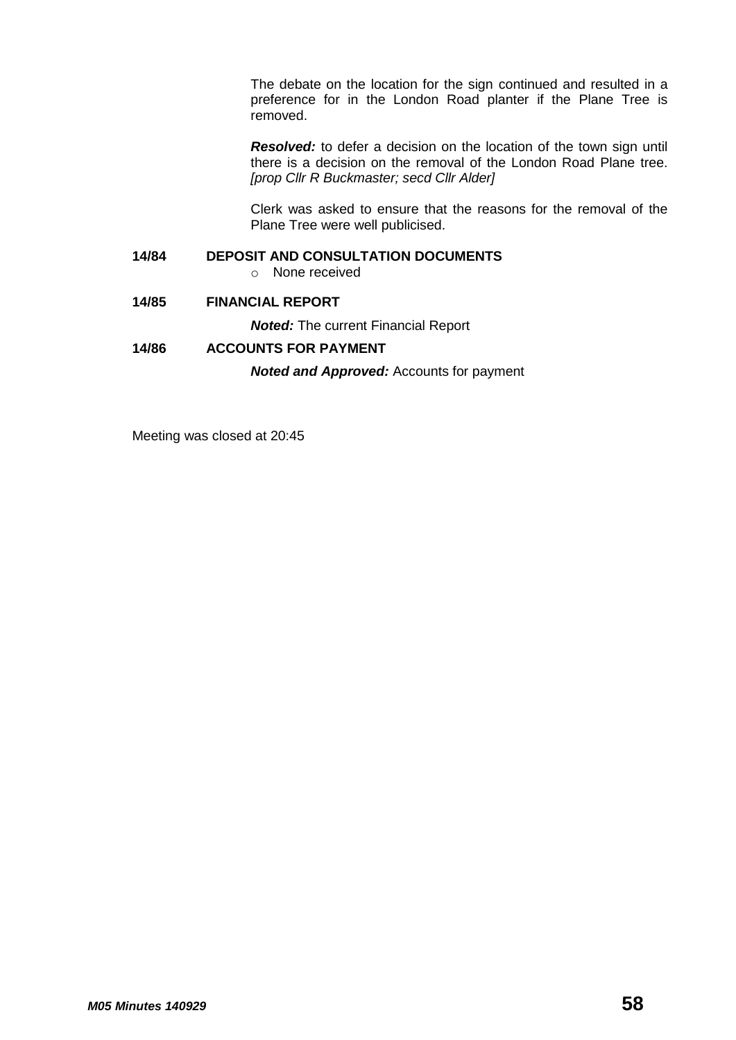The debate on the location for the sign continued and resulted in a preference for in the London Road planter if the Plane Tree is removed.

***Resolved:*** to defer a decision on the location of the town sign until there is a decision on the removal of the London Road Plane tree. *[prop Cllr R Buckmaster; secd Cllr Alder]*

Clerk was asked to ensure that the reasons for the removal of the Plane Tree were well publicised.

**14/84 DEPOSIT AND CONSULTATION DOCUMENTS**

- None received

**14/85 FINANCIAL REPORT**

***Noted:*** The current Financial Report

**14/86 ACCOUNTS FOR PAYMENT**

***Noted and Approved:*** Accounts for payment

Meeting was closed at 20:45